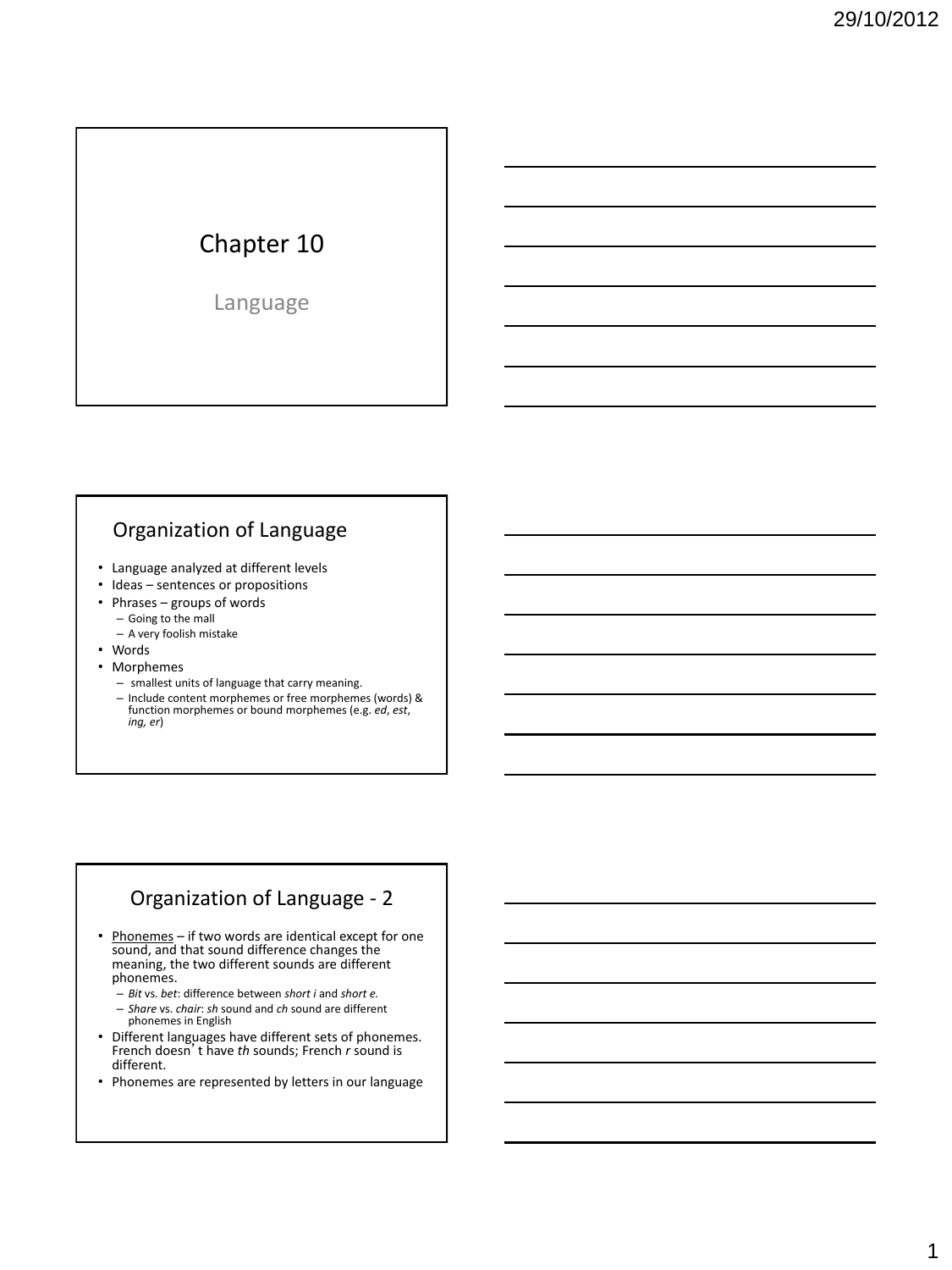# Chapter 10

Language

## Organization of Language

- Language analyzed at different levels
- Ideas – sentences or propositions
- Phrases – groups of words
  - Going to the mall
  - A very foolish mistake
- Words
- Morphemes
  - smallest units of language that carry meaning.
  - Include content morphemes or free morphemes (words) & function morphemes or bound morphemes (e.g. *ed*, *est*, *ing, er*)

## Organization of Language - 2

- Phonemes – if two words are identical except for one sound, and that sound difference changes the meaning, the two different sounds are different phonemes.
  - *Bit* vs. *bet*: difference between *short i* and *short e.*
  - *Share* vs. *chair*: *sh* sound and *ch* sound are different phonemes in English
- Different languages have different sets of phonemes. French doesn't have *th* sounds; French *r* sound is different.
- Phonemes are represented by letters in our language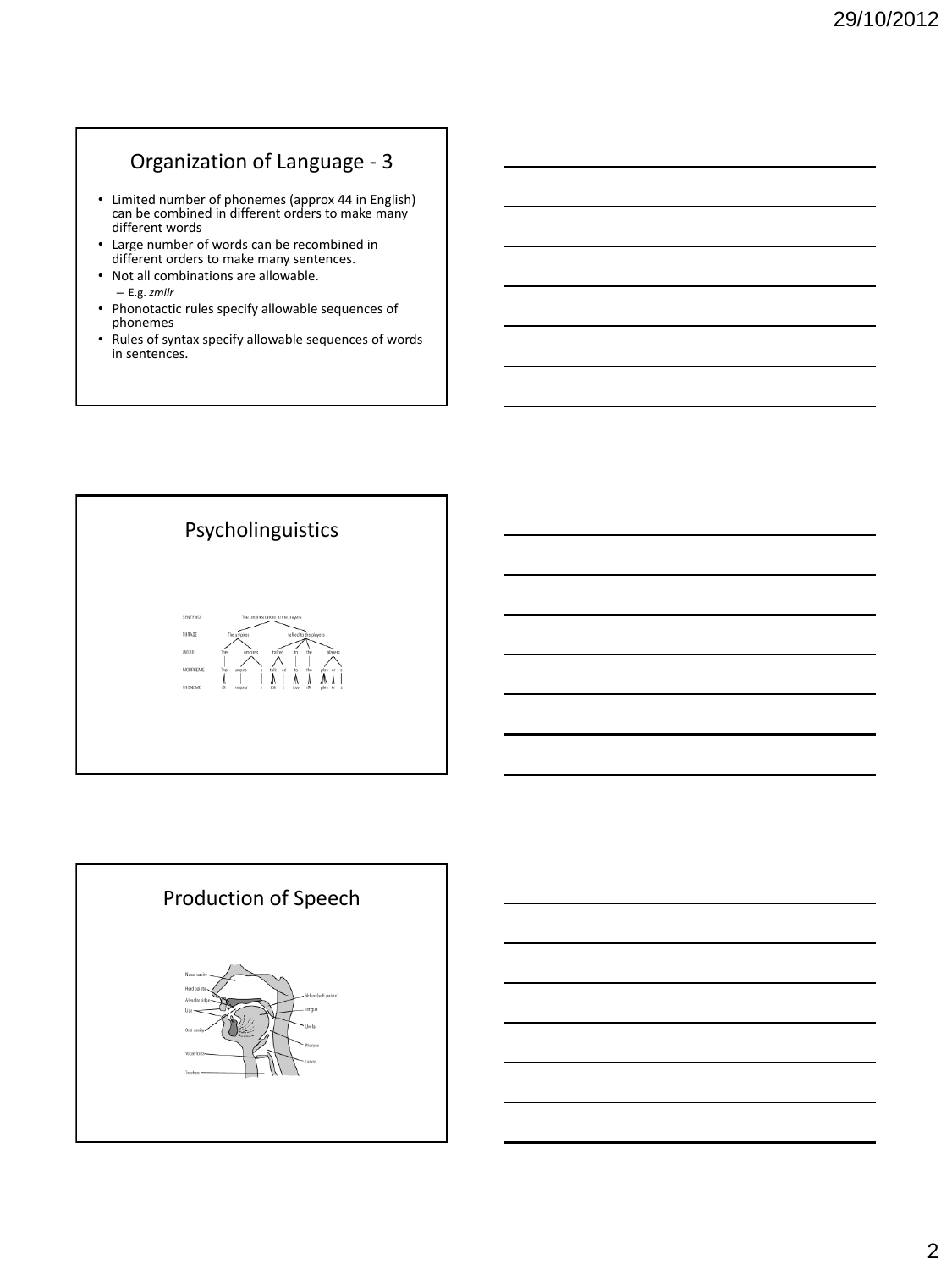## Organization of Language - 3

- Limited number of phonemes (approx 44 in English) can be combined in different orders to make many different words
- Large number of words can be recombined in different orders to make many sentences.
- Not all combinations are allowable.
  - E.g. *zmilr*
- Phonotactic rules specify allowable sequences of phonemes
- Rules of syntax specify allowable sequences of words in sentences.

## Psycholinguistics

| SENTENCE | The umpires talked to the players |
| --- | --- |
| PHRASE | The umpires / talked to the players |
| WORD | The / umpires / talked / to / the / players |
| MORPHEME | The / umpire / s / talk / ed / to / the / play / er / s |
| PHONEME | ðə / ʌmpajər / z / tɔk / t / tuw / ðə / pley / ər / z |

## Production of Speech

Nasal cavity, Hard palate, Alveolar ridge, Lips, Oral cavity, Vocal folds, Trachea, Velum (soft palate), Tongue, Uvula, Pharynx, Larynx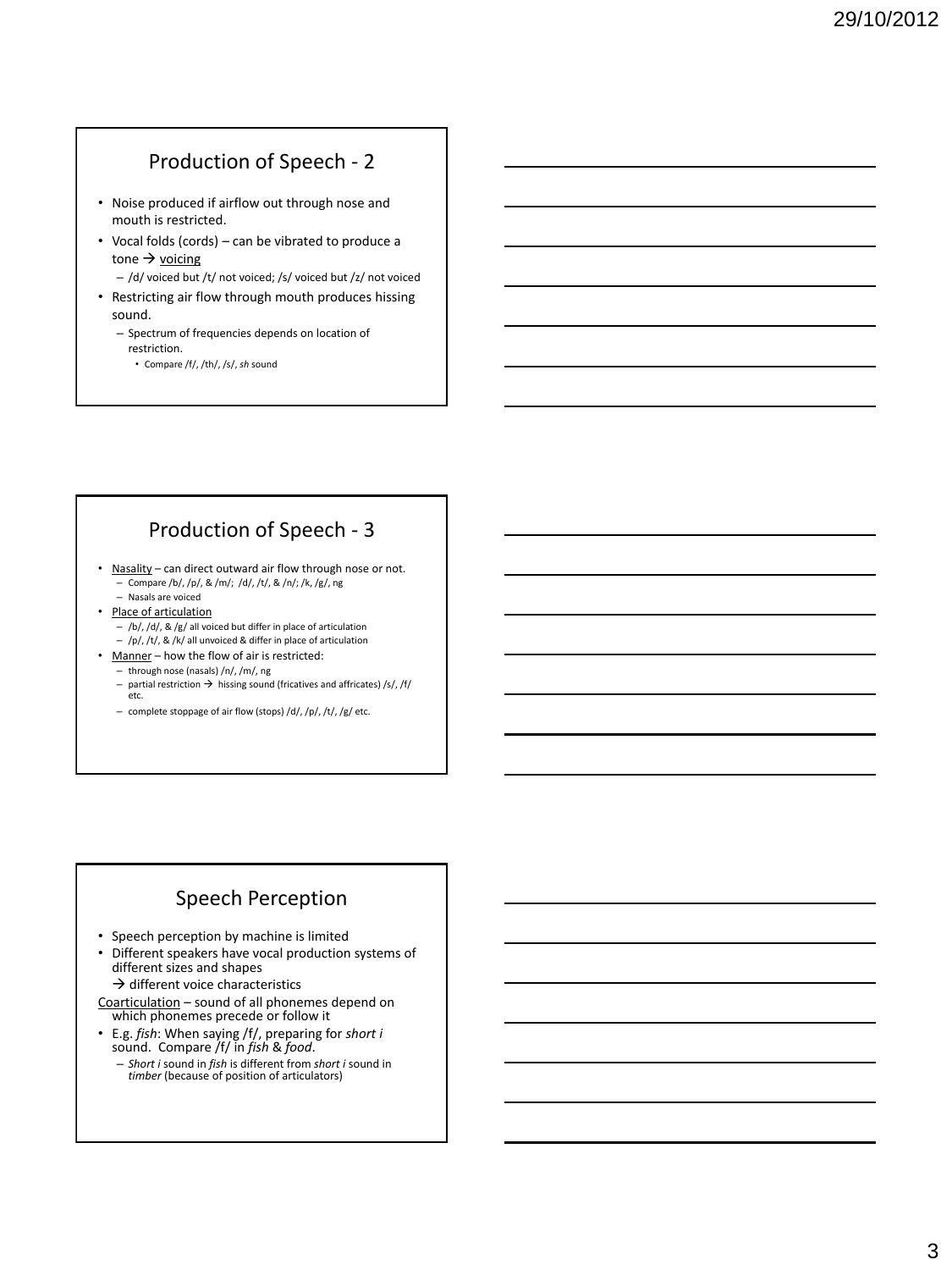## Production of Speech - 2

- Noise produced if airflow out through nose and mouth is restricted.
- Vocal folds (cords) – can be vibrated to produce a tone → voicing
  - /d/ voiced but /t/ not voiced; /s/ voiced but /z/ not voiced
- Restricting air flow through mouth produces hissing sound.
  - Spectrum of frequencies depends on location of restriction.
    - Compare /f/, /th/, /s/, *sh* sound

## Production of Speech - 3

- Nasality – can direct outward air flow through nose or not.
  - Compare /b/, /p/, & /m/; /d/, /t/, & /n/; /k, /g/, ng
  - Nasals are voiced
- Place of articulation
  - /b/, /d/, & /g/ all voiced but differ in place of articulation
  - /p/, /t/, & /k/ all unvoiced & differ in place of articulation
- Manner – how the flow of air is restricted:
  - through nose (nasals) /n/, /m/, ng
  - partial restriction → hissing sound (fricatives and affricates) /s/, /f/ etc.
  - complete stoppage of air flow (stops) /d/, /p/, /t/, /g/ etc.

## Speech Perception

- Speech perception by machine is limited
- Different speakers have vocal production systems of different sizes and shapes
  → different voice characteristics

Coarticulation – sound of all phonemes depend on which phonemes precede or follow it

- E.g. *fish*: When saying /f/, preparing for *short i* sound. Compare /f/ in *fish* & *food*.
  - *Short i* sound in *fish* is different from *short i* sound in *timber* (because of position of articulators)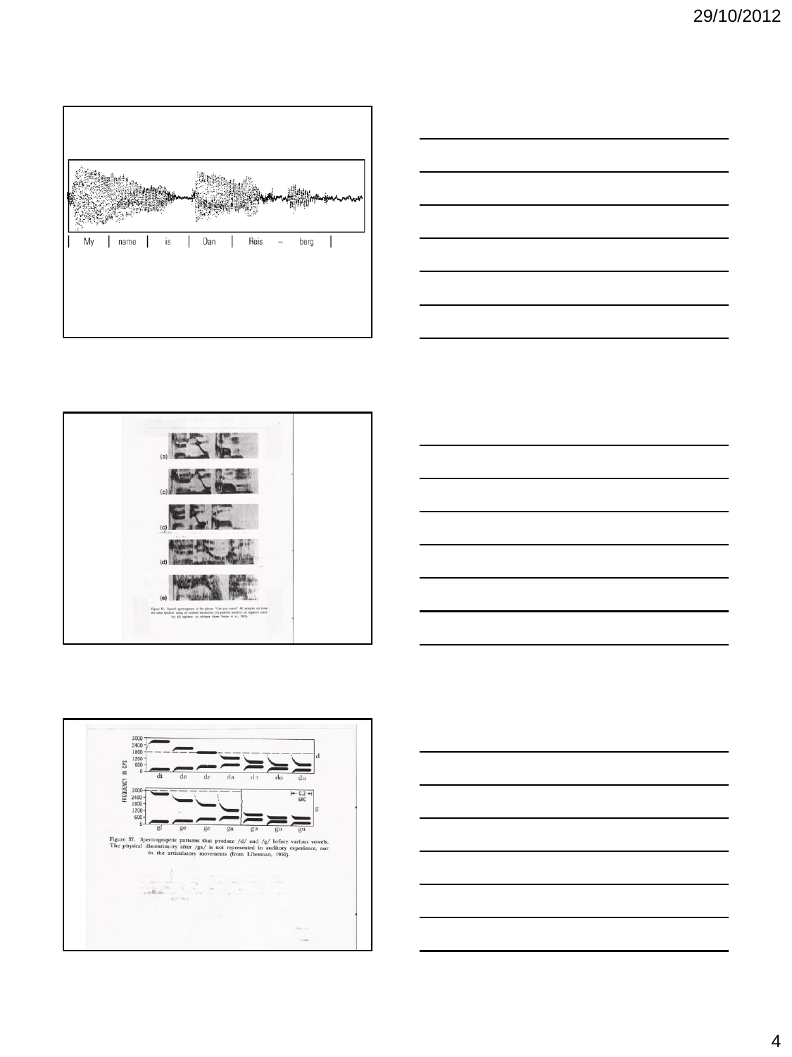| My | name | is | Dan | Reis – berg |

Figure 37. Spectrographic patterns that produce /d/ and /g/ before various vowels. The physical discontinuity after /ga/ is not represented in auditory experience, nor in the articulatory movements (from Liberman, 1957).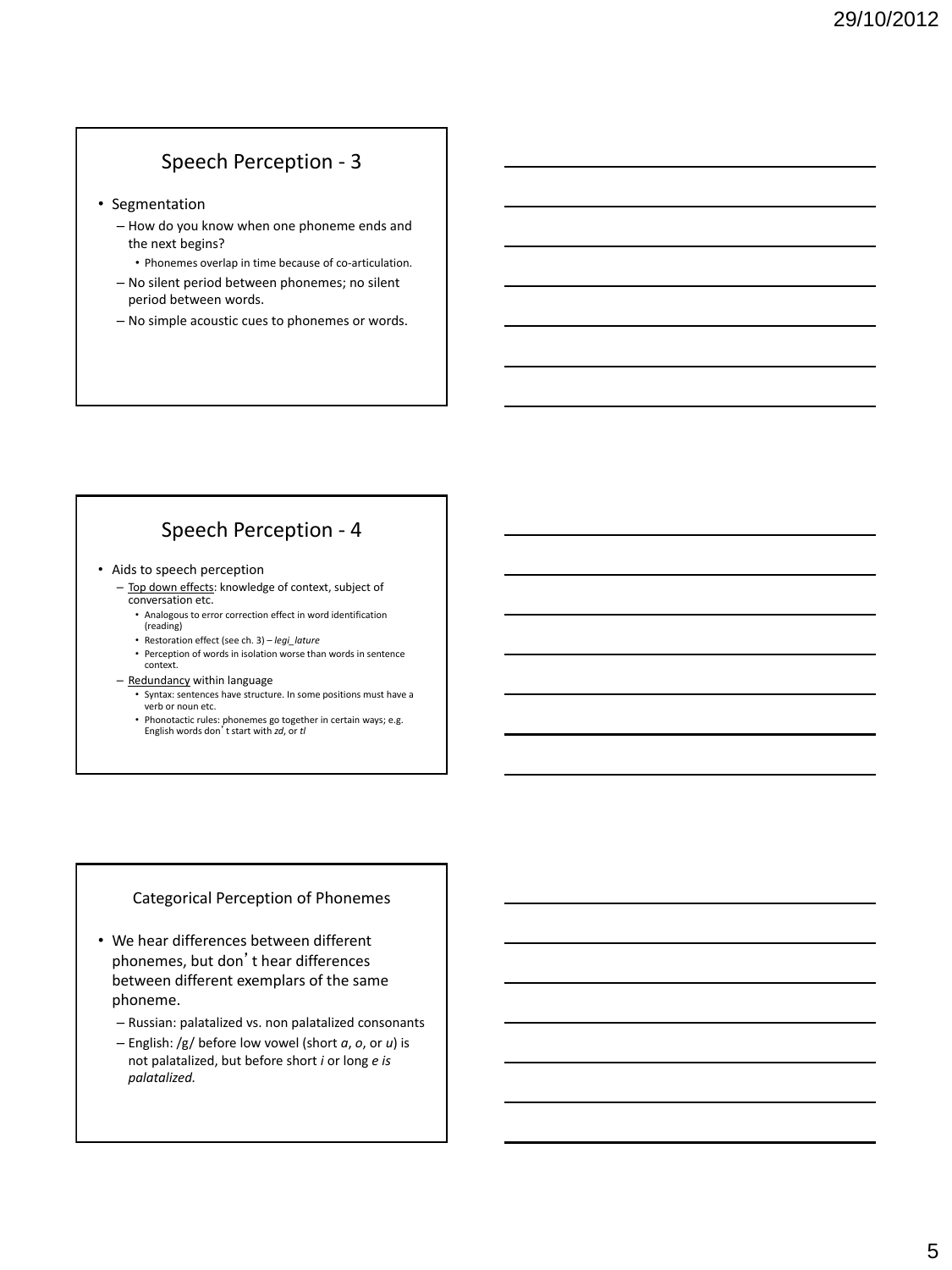## Speech Perception - 3

- Segmentation
  - How do you know when one phoneme ends and the next begins?
    - Phonemes overlap in time because of co-articulation.
  - No silent period between phonemes; no silent period between words.
  - No simple acoustic cues to phonemes or words.

## Speech Perception - 4

- Aids to speech perception
  - Top down effects: knowledge of context, subject of conversation etc.
    - Analogous to error correction effect in word identification (reading)
    - Restoration effect (see ch. 3) – *legi_lature*
    - Perception of words in isolation worse than words in sentence context.
  - Redundancy within language
    - Syntax: sentences have structure. In some positions must have a verb or noun etc.
    - Phonotactic rules: phonemes go together in certain ways; e.g. English words don't start with *zd*, or *tl*

## Categorical Perception of Phonemes

- We hear differences between different phonemes, but don't hear differences between different exemplars of the same phoneme.
  - Russian: palatalized vs. non palatalized consonants
  - English: /g/ before low vowel (short *a*, *o*, or *u*) is not palatalized, but before short *i* or long *e is palatalized.*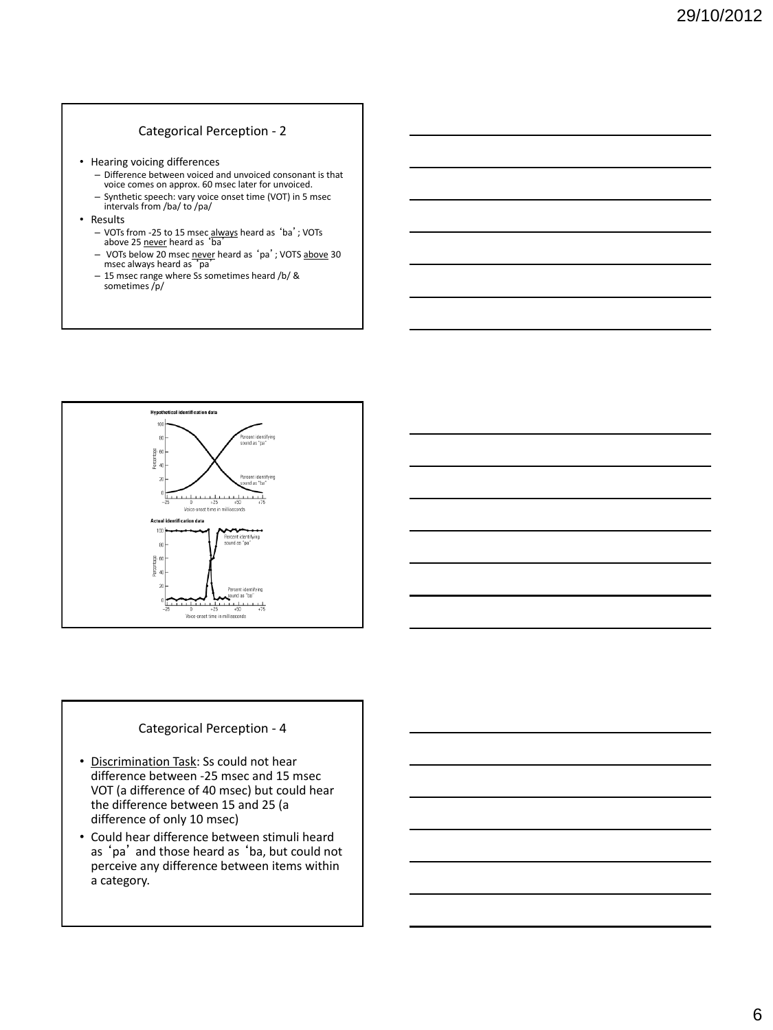## Categorical Perception - 2

- Hearing voicing differences
  - Difference between voiced and unvoiced consonant is that voice comes on approx. 60 msec later for unvoiced.
  - Synthetic speech: vary voice onset time (VOT) in 5 msec intervals from /ba/ to /pa/
- Results
  - VOTs from -25 to 15 msec always heard as 'ba'; VOTs above 25 never heard as 'ba'
  - VOTs below 20 msec never heard as 'pa'; VOTS above 30 msec always heard as 'pa'
  - 15 msec range where Ss sometimes heard /b/ & sometimes /p/

**Hypothetical identification data**

Percent identifying sound as "pa"

Percent identifying sound as "ba"

Voice-onset time in milliseconds

**Actual identification data**

Percent identifying sound as "pa"

Percent identifying sound as "ba"

Voice-onset time in milliseconds

## Categorical Perception - 4

- Discrimination Task: Ss could not hear difference between -25 msec and 15 msec VOT (a difference of 40 msec) but could hear the difference between 15 and 25 (a difference of only 10 msec)
- Could hear difference between stimuli heard as 'pa' and those heard as 'ba, but could not perceive any difference between items within a category.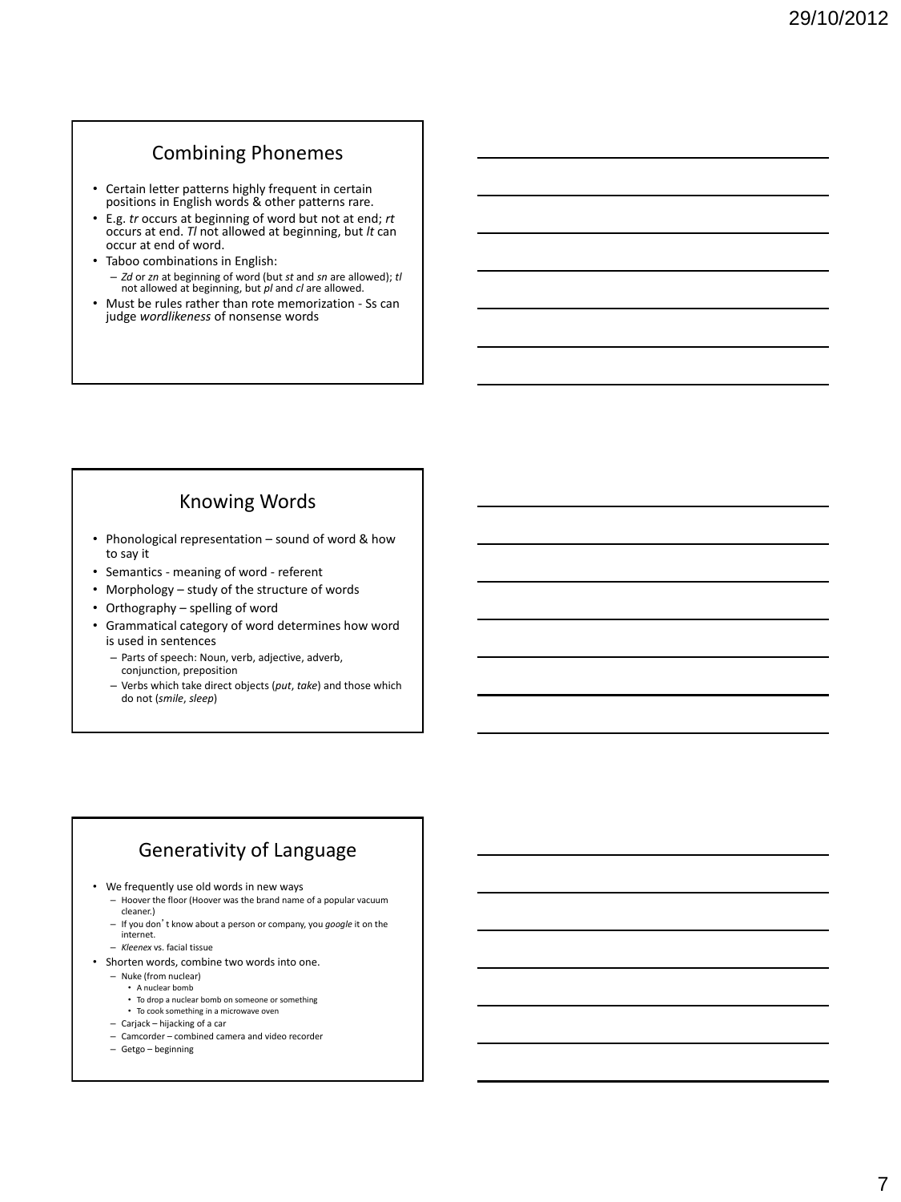## Combining Phonemes

- Certain letter patterns highly frequent in certain positions in English words & other patterns rare.
- E.g. *tr* occurs at beginning of word but not at end; *rt* occurs at end. *Tl* not allowed at beginning, but *lt* can occur at end of word.
- Taboo combinations in English:
  - *Zd* or *zn* at beginning of word (but *st* and *sn* are allowed); *tl* not allowed at beginning, but *pl* and *cl* are allowed.
- Must be rules rather than rote memorization - Ss can judge *wordlikeness* of nonsense words

## Knowing Words

- Phonological representation – sound of word & how to say it
- Semantics - meaning of word - referent
- Morphology – study of the structure of words
- Orthography – spelling of word
- Grammatical category of word determines how word is used in sentences
  - Parts of speech: Noun, verb, adjective, adverb, conjunction, preposition
  - Verbs which take direct objects (*put*, *take*) and those which do not (*smile*, *sleep*)

## Generativity of Language

- We frequently use old words in new ways
  - Hoover the floor (Hoover was the brand name of a popular vacuum cleaner.)
  - If you don't know about a person or company, you *google* it on the internet.
  - *Kleenex* vs. facial tissue
- Shorten words, combine two words into one.
  - Nuke (from nuclear)
    - A nuclear bomb
    - To drop a nuclear bomb on someone or something
    - To cook something in a microwave oven
  - Carjack – hijacking of a car
  - Camcorder – combined camera and video recorder
  - Getgo – beginning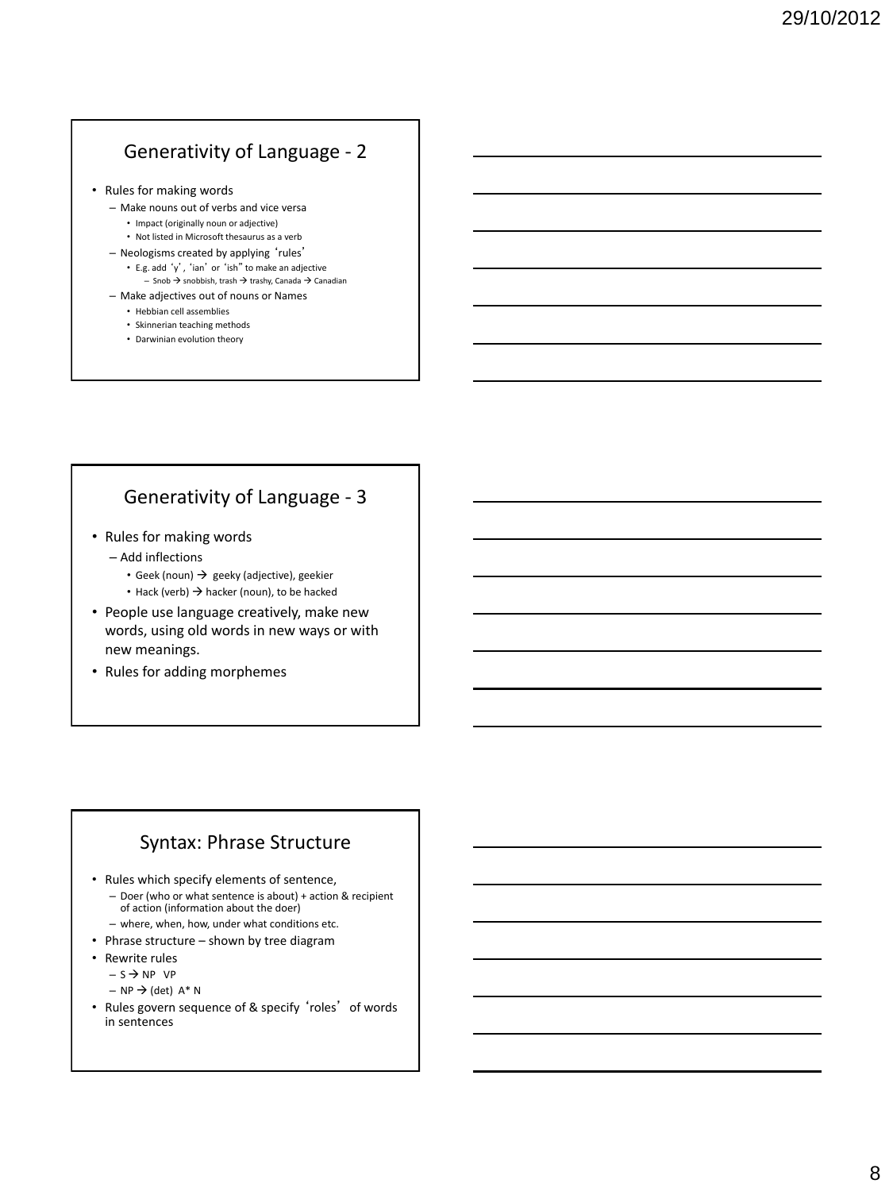## Generativity of Language - 2

- Rules for making words
  - Make nouns out of verbs and vice versa
    - Impact (originally noun or adjective)
    - Not listed in Microsoft thesaurus as a verb
  - Neologisms created by applying 'rules'
    - E.g. add 'y', 'ian' or 'ish" to make an adjective
      - Snob → snobbish, trash → trashy, Canada → Canadian
  - Make adjectives out of nouns or Names
    - Hebbian cell assemblies
    - Skinnerian teaching methods
    - Darwinian evolution theory

## Generativity of Language - 3

- Rules for making words
  - Add inflections
    - Geek (noun) → geeky (adjective), geekier
    - Hack (verb) → hacker (noun), to be hacked
- People use language creatively, make new words, using old words in new ways or with new meanings.
- Rules for adding morphemes

## Syntax: Phrase Structure

- Rules which specify elements of sentence,
  - Doer (who or what sentence is about) + action & recipient of action (information about the doer)
  - where, when, how, under what conditions etc.
- Phrase structure – shown by tree diagram
- Rewrite rules
  - S → NP VP
  - NP → (det) A* N
- Rules govern sequence of & specify 'roles' of words in sentences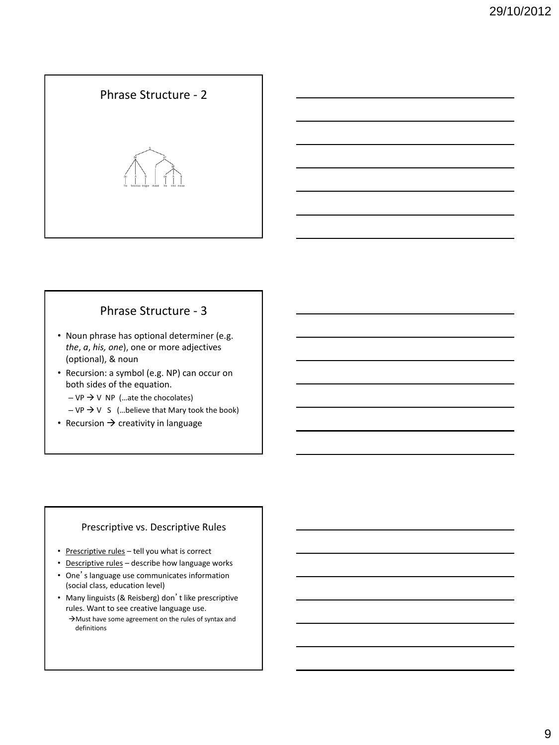## Phrase Structure - 2

## Phrase Structure - 3

- Noun phrase has optional determiner (e.g. *the*, *a*, *his, one*), one or more adjectives (optional), & noun
- Recursion: a symbol (e.g. NP) can occur on both sides of the equation.
  - VP → V NP (…ate the chocolates)
  - VP → V S (…believe that Mary took the book)
- Recursion → creativity in language

## Prescriptive vs. Descriptive Rules

- Prescriptive rules – tell you what is correct
- Descriptive rules – describe how language works
- One's language use communicates information (social class, education level)
- Many linguists (& Reisberg) don't like prescriptive rules. Want to see creative language use.
  - →Must have some agreement on the rules of syntax and definitions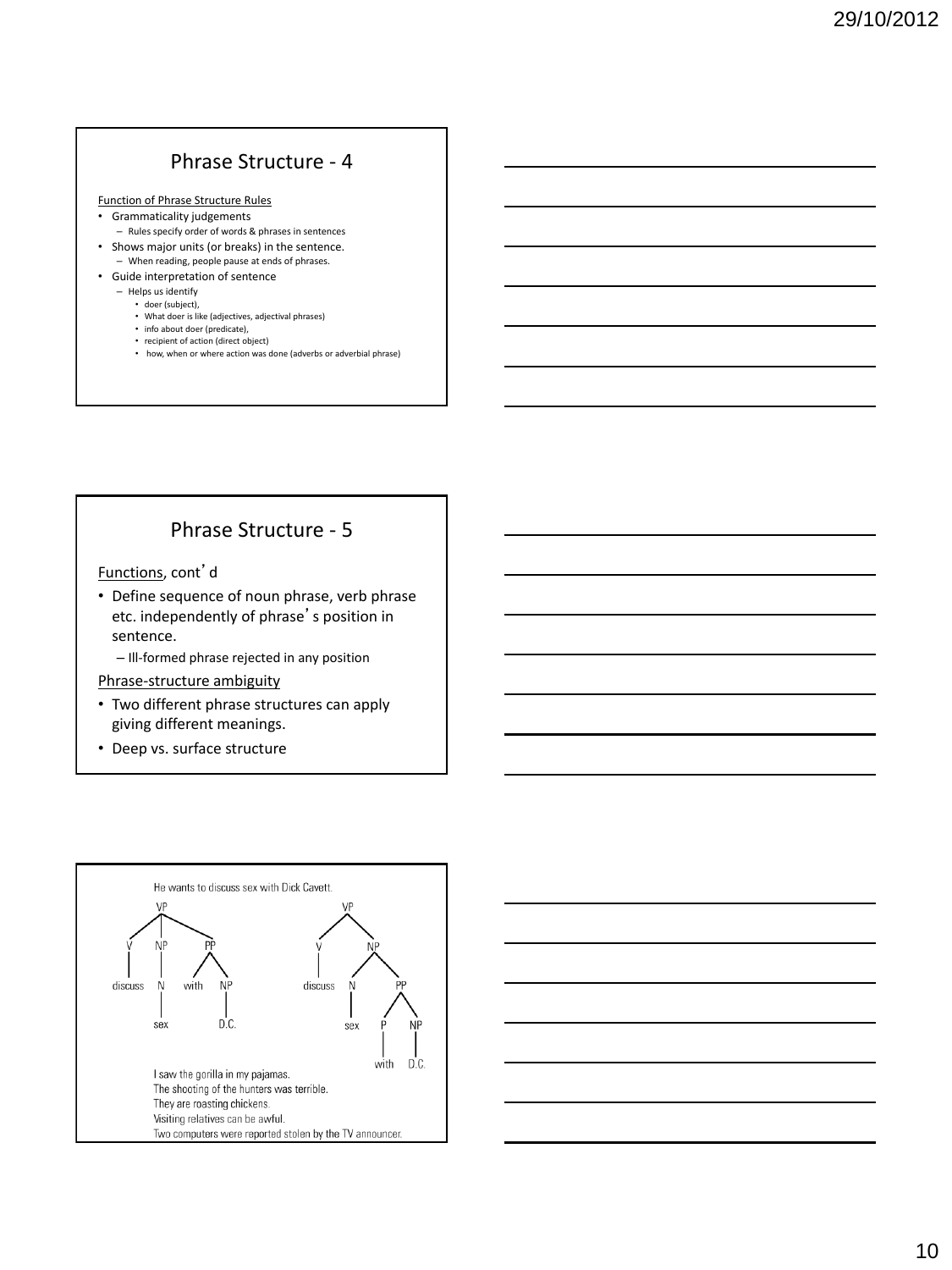## Phrase Structure - 4

<u>Function of Phrase Structure Rules</u>

- Grammaticality judgements
  - Rules specify order of words & phrases in sentences
- Shows major units (or breaks) in the sentence.
  - When reading, people pause at ends of phrases.
- Guide interpretation of sentence
  - Helps us identify
    - doer (subject),
    - What doer is like (adjectives, adjectival phrases)
    - info about doer (predicate),
    - recipient of action (direct object)
    - how, when or where action was done (adverbs or adverbial phrase)

## Phrase Structure - 5

<u>Functions</u>, cont'd

- Define sequence of noun phrase, verb phrase etc. independently of phrase's position in sentence.
  - Ill-formed phrase rejected in any position

<u>Phrase-structure ambiguity</u>

- Two different phrase structures can apply giving different meanings.
- Deep vs. surface structure

He wants to discuss sex with Dick Cavett.

```
        VP                         VP
     /  |   \                     /  \
    V   NP   PP                  V    NP
    |   |   /  \                 |   /  \
discuss N with NP           discuss N    PP
        |       |                   |   /  \
       sex     D.C.                sex  P   NP
                                        |    |
                                      with  D.C.
```

I saw the gorilla in my pajamas.
The shooting of the hunters was terrible.
They are roasting chickens.
Visiting relatives can be awful.
Two computers were reported stolen by the TV announcer.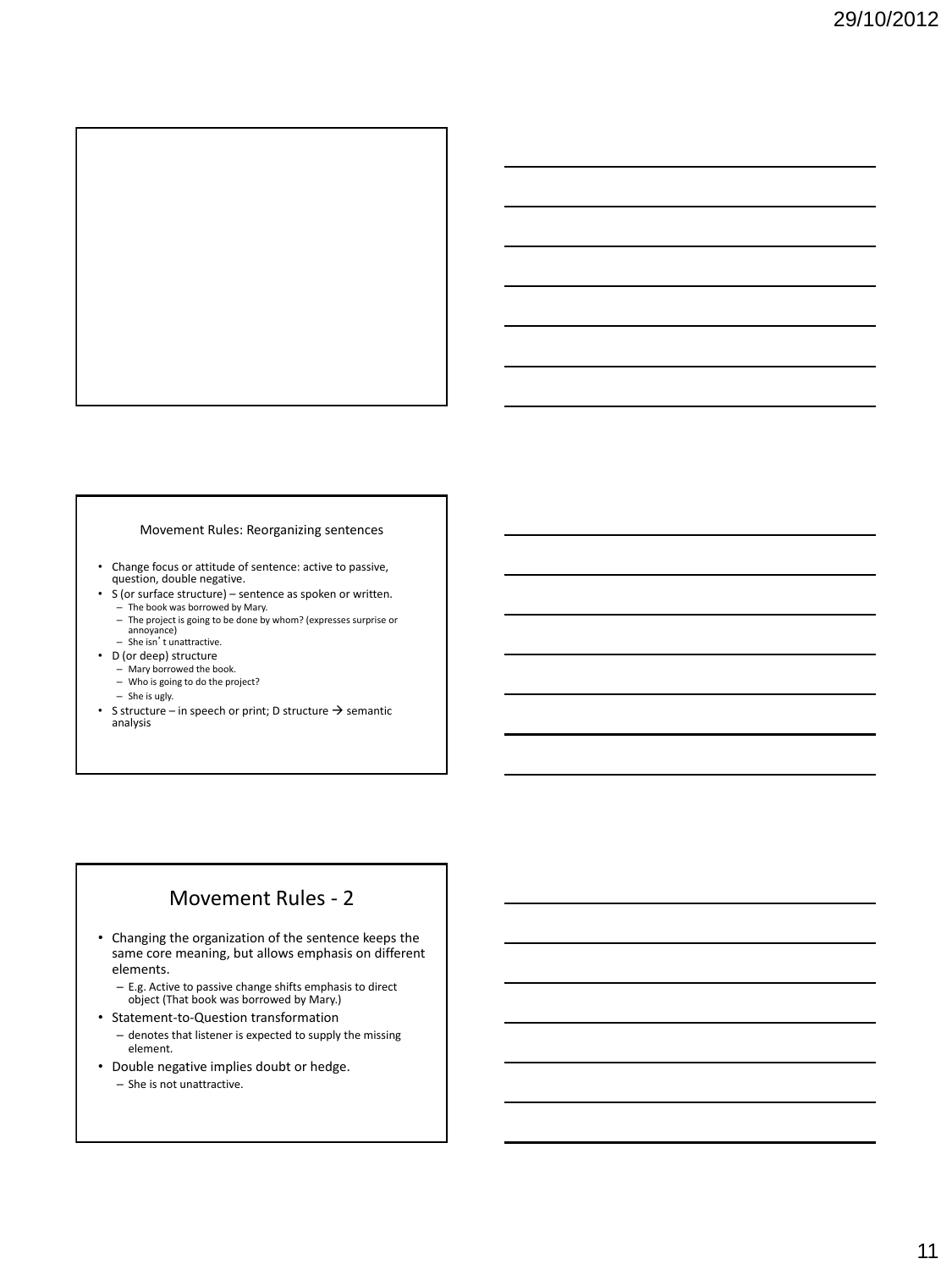## Movement Rules: Reorganizing sentences

- Change focus or attitude of sentence: active to passive, question, double negative.
- S (or surface structure) – sentence as spoken or written.
  - The book was borrowed by Mary.
  - The project is going to be done by whom? (expresses surprise or annoyance)
  - She isn't unattractive.
- D (or deep) structure
  - Mary borrowed the book.
  - Who is going to do the project?
  - She is ugly.
- S structure – in speech or print; D structure → semantic analysis

## Movement Rules - 2

- Changing the organization of the sentence keeps the same core meaning, but allows emphasis on different elements.
  - E.g. Active to passive change shifts emphasis to direct object (That book was borrowed by Mary.)
- Statement-to-Question transformation
  - denotes that listener is expected to supply the missing element.
- Double negative implies doubt or hedge.
  - She is not unattractive.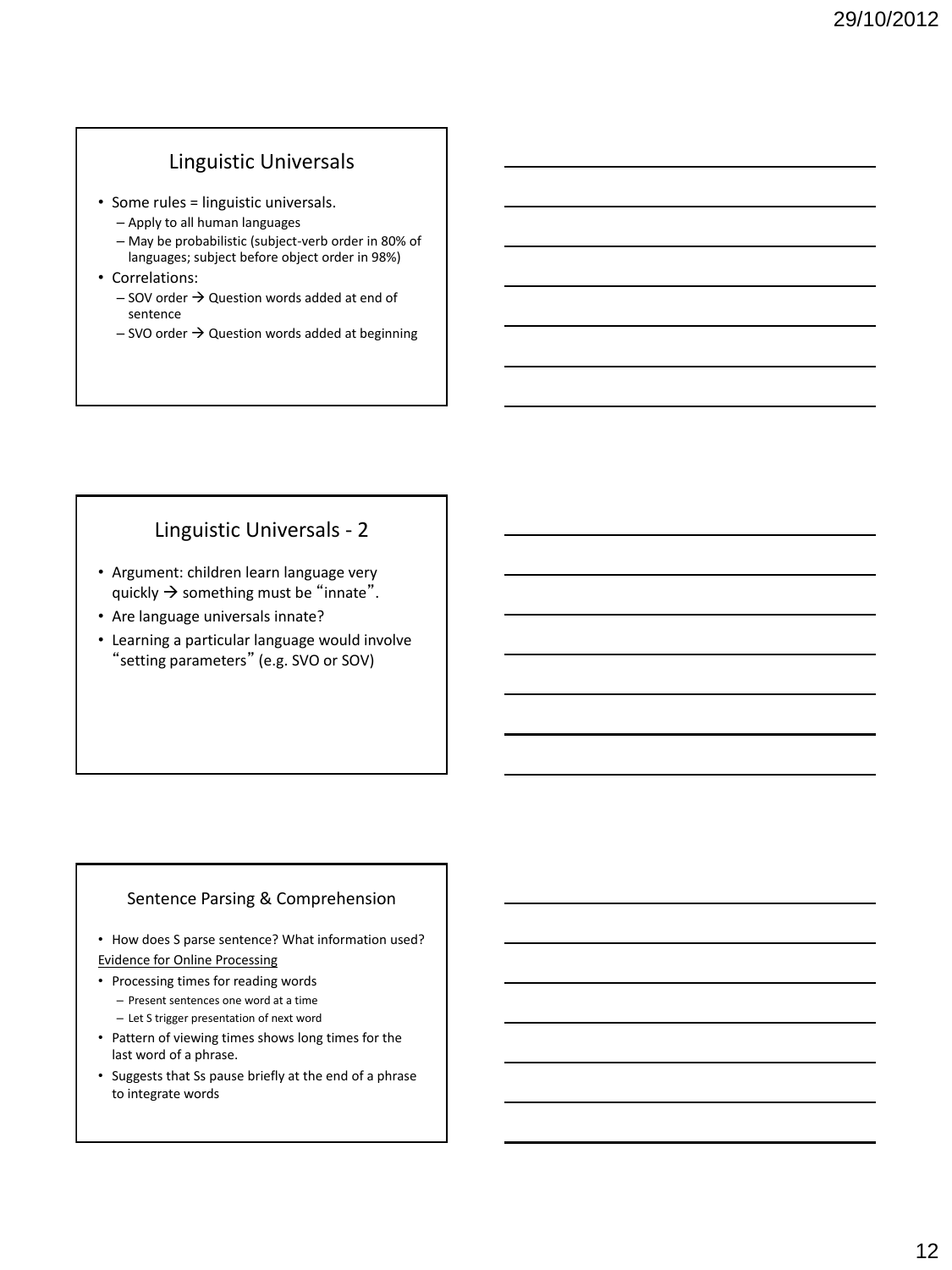## Linguistic Universals

- Some rules = linguistic universals.
  - Apply to all human languages
  - May be probabilistic (subject-verb order in 80% of languages; subject before object order in 98%)
- Correlations:
  - SOV order → Question words added at end of sentence
  - SVO order → Question words added at beginning

## Linguistic Universals - 2

- Argument: children learn language very quickly → something must be "innate".
- Are language universals innate?
- Learning a particular language would involve "setting parameters" (e.g. SVO or SOV)

## Sentence Parsing & Comprehension

- How does S parse sentence? What information used?

Evidence for Online Processing

- Processing times for reading words
  - Present sentences one word at a time
  - Let S trigger presentation of next word
- Pattern of viewing times shows long times for the last word of a phrase.
- Suggests that Ss pause briefly at the end of a phrase to integrate words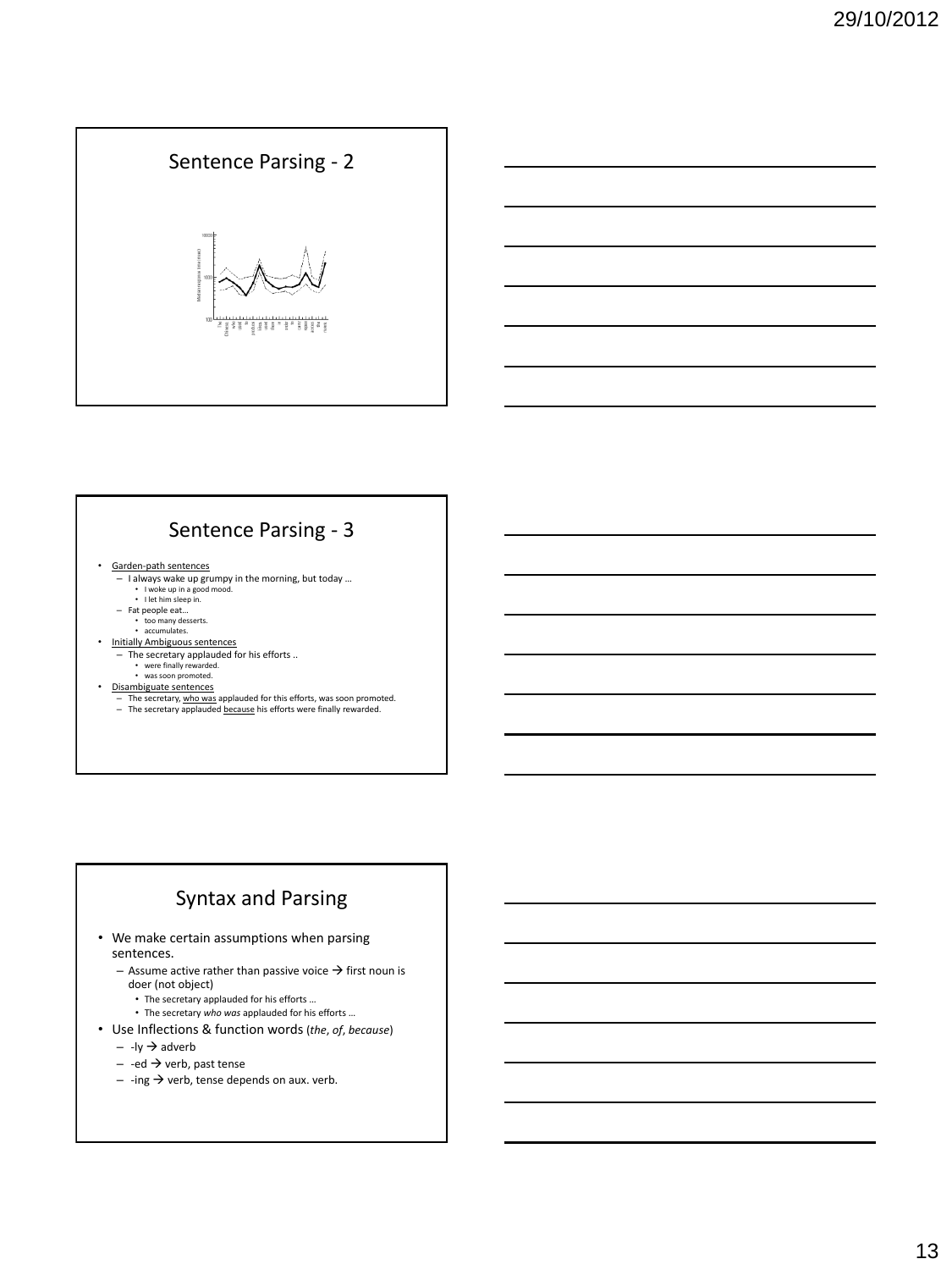## Sentence Parsing - 2

## Sentence Parsing - 3

- Garden-path sentences
  - I always wake up grumpy in the morning, but today …
    - I woke up in a good mood.
    - I let him sleep in.
  - Fat people eat…
    - too many desserts.
    - accumulates.
- Initially Ambiguous sentences
  - The secretary applauded for his efforts ..
    - were finally rewarded.
    - was soon promoted.
- Disambiguate sentences
  - The secretary, who was applauded for this efforts, was soon promoted.
  - The secretary applauded because his efforts were finally rewarded.

## Syntax and Parsing

- We make certain assumptions when parsing sentences.
  - Assume active rather than passive voice → first noun is doer (not object)
    - The secretary applauded for his efforts …
    - The secretary *who was* applauded for his efforts …
- Use Inflections & function words (*the*, *of*, *because*)
  - -ly → adverb
  - -ed → verb, past tense
  - -ing → verb, tense depends on aux. verb.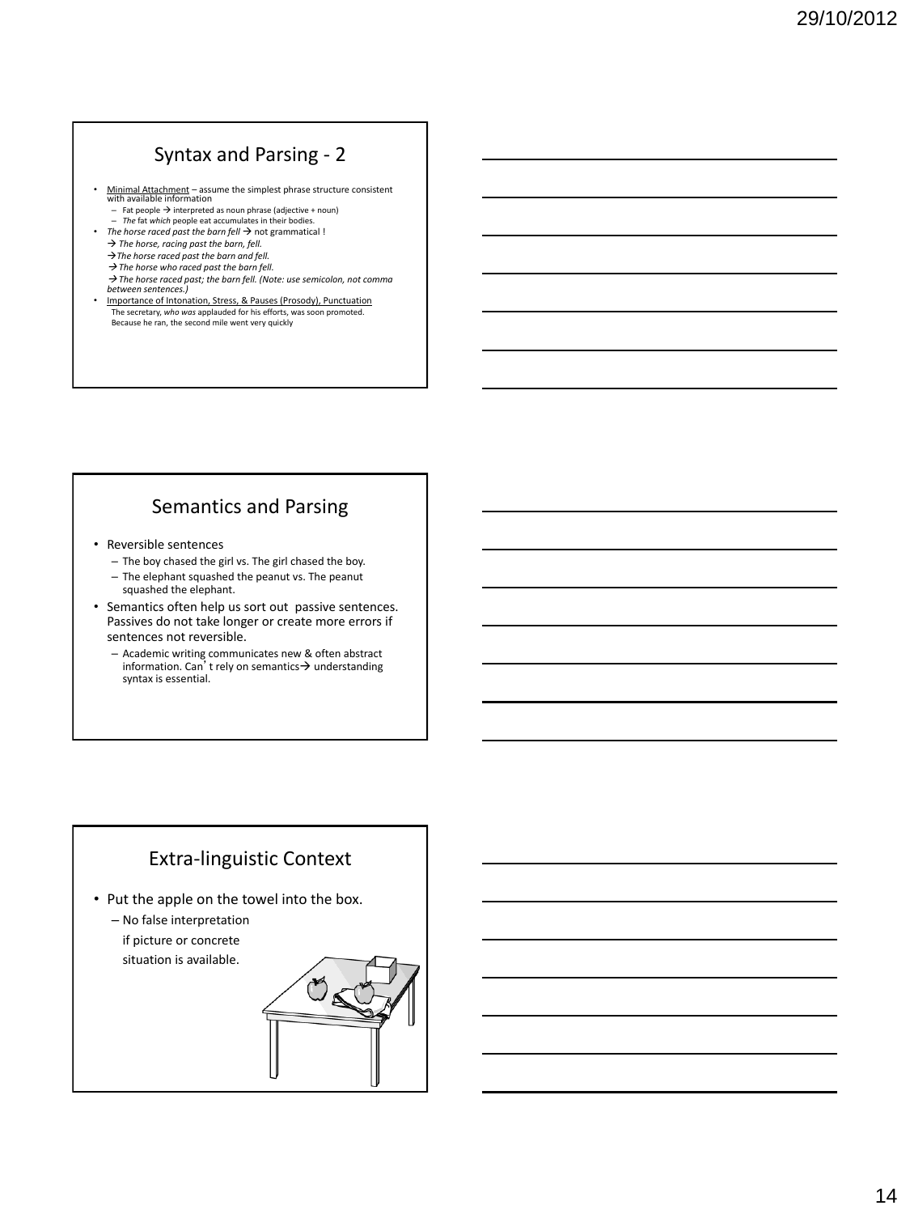## Syntax and Parsing - 2

- Minimal Attachment – assume the simplest phrase structure consistent with available information
  - Fat people → interpreted as noun phrase (adjective + noun)
  - *The* fat *which* people eat accumulates in their bodies.
- *The horse raced past the barn fell* → not grammatical !
  - → *The horse, racing past the barn, fell.*
  - →*The horse raced past the barn and fell.*
  - → *The horse who raced past the barn fell.*
  - → *The horse raced past; the barn fell. (Note: use semicolon, not comma between sentences.)*
- Importance of Intonation, Stress, & Pauses (Prosody), Punctuation
  - The secretary, *who was* applauded for his efforts, was soon promoted.
  - Because he ran, the second mile went very quickly

## Semantics and Parsing

- Reversible sentences
  - The boy chased the girl vs. The girl chased the boy.
  - The elephant squashed the peanut vs. The peanut squashed the elephant.
- Semantics often help us sort out passive sentences. Passives do not take longer or create more errors if sentences not reversible.
  - Academic writing communicates new & often abstract information. Can't rely on semantics→ understanding syntax is essential.

## Extra-linguistic Context

- Put the apple on the towel into the box.
  - No false interpretation if picture or concrete situation is available.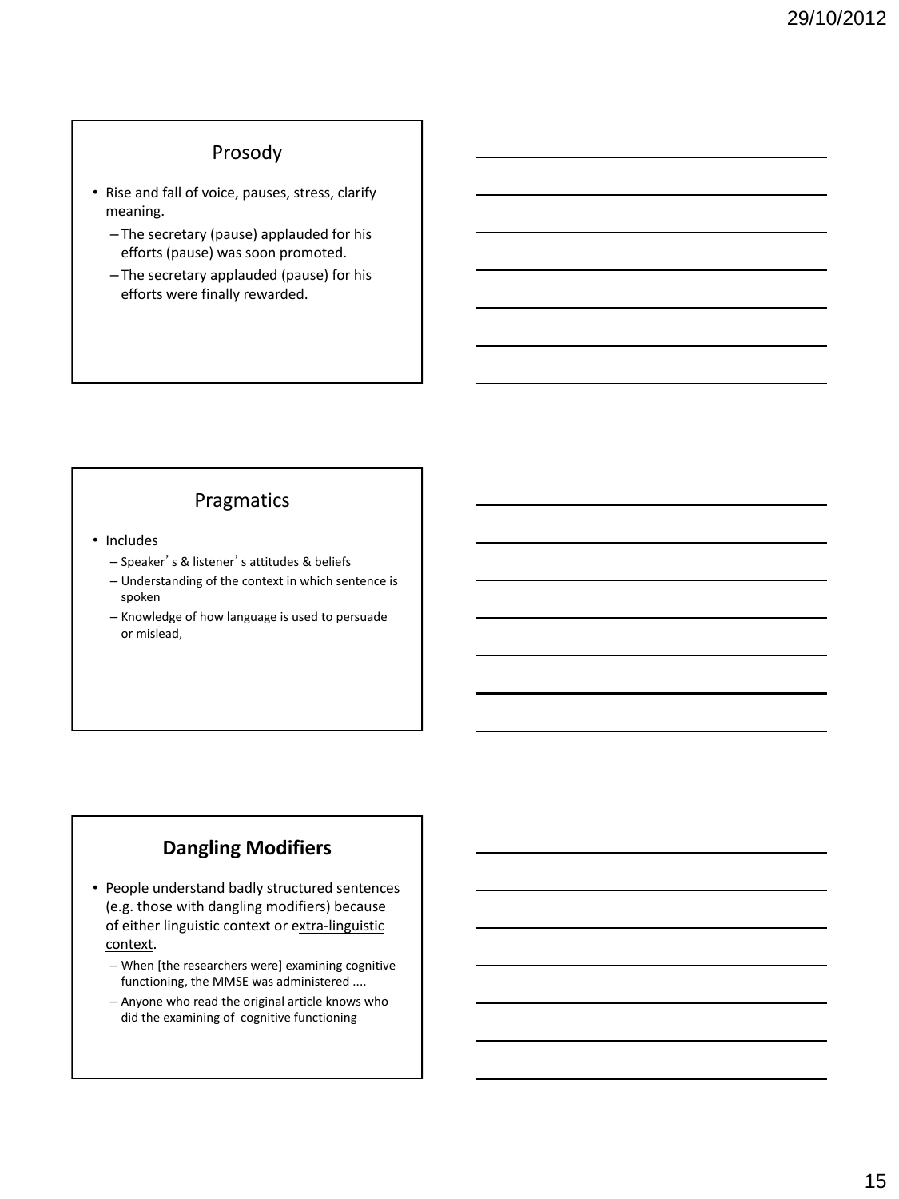## Prosody

- Rise and fall of voice, pauses, stress, clarify meaning.
  - The secretary (pause) applauded for his efforts (pause) was soon promoted.
  - The secretary applauded (pause) for his efforts were finally rewarded.

## Pragmatics

- Includes
  - Speaker's & listener's attitudes & beliefs
  - Understanding of the context in which sentence is spoken
  - Knowledge of how language is used to persuade or mislead,

## **Dangling Modifiers**

- People understand badly structured sentences (e.g. those with dangling modifiers) because of either linguistic context or extra-linguistic context.
  - When [the researchers were] examining cognitive functioning, the MMSE was administered ....
  - Anyone who read the original article knows who did the examining of cognitive functioning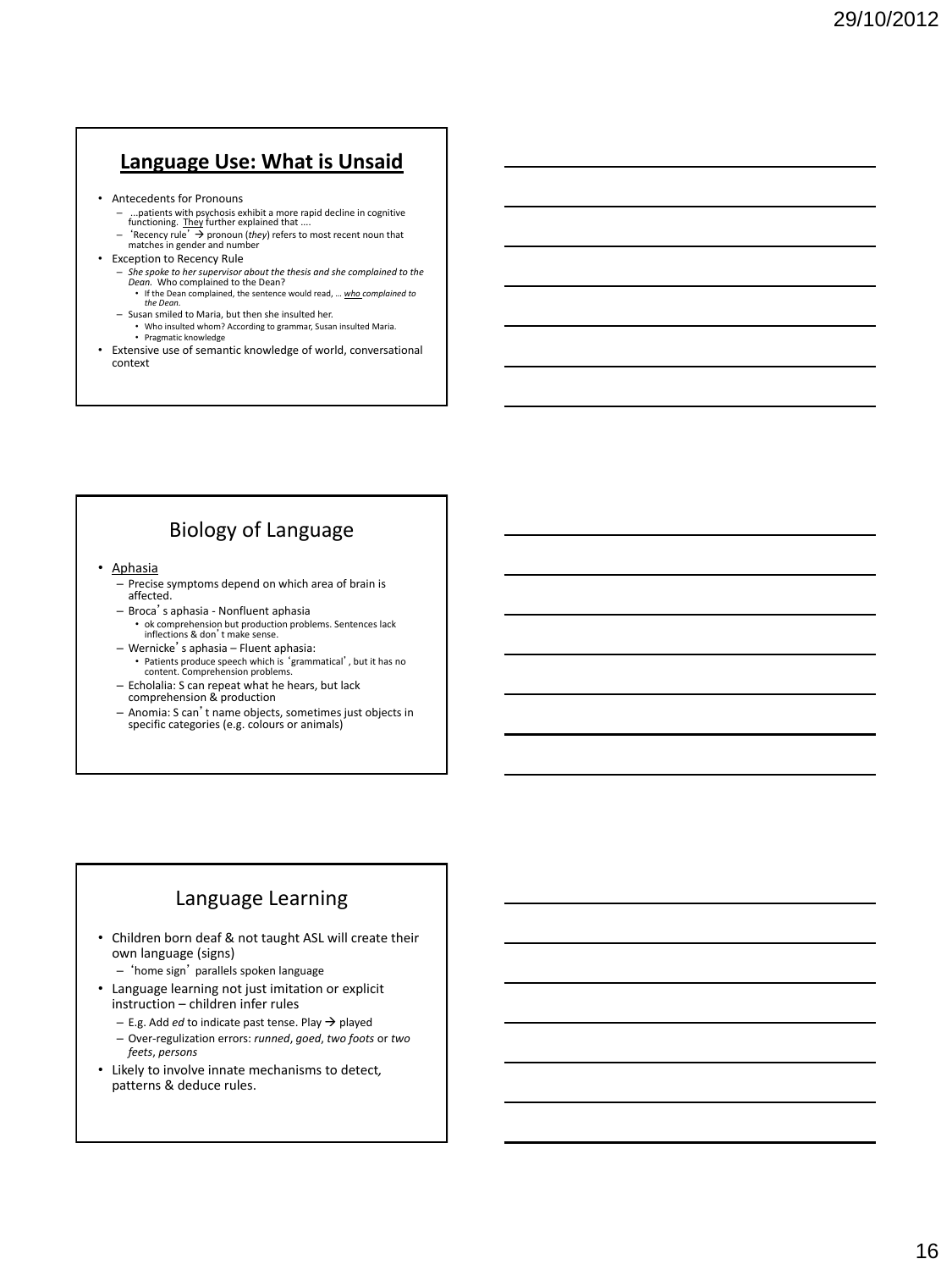## **Language Use: What is Unsaid**

- Antecedents for Pronouns
  - …patients with psychosis exhibit a more rapid decline in cognitive functioning. They further explained that ….
  - 'Recency rule' → pronoun (*they*) refers to most recent noun that matches in gender and number
- Exception to Recency Rule
  - *She spoke to her supervisor about the thesis and she complained to the Dean.* Who complained to the Dean?
    - If the Dean complained, the sentence would read, … *who complained to the Dean.*
  - Susan smiled to Maria, but then she insulted her.
    - Who insulted whom? According to grammar, Susan insulted Maria.
    - Pragmatic knowledge
- Extensive use of semantic knowledge of world, conversational context

## Biology of Language

- Aphasia
  - Precise symptoms depend on which area of brain is affected.
  - Broca's aphasia - Nonfluent aphasia
    - ok comprehension but production problems. Sentences lack inflections & don't make sense.
  - Wernicke's aphasia – Fluent aphasia:
    - Patients produce speech which is 'grammatical', but it has no content. Comprehension problems.
  - Echolalia: S can repeat what he hears, but lack comprehension & production
  - Anomia: S can't name objects, sometimes just objects in specific categories (e.g. colours or animals)

## Language Learning

- Children born deaf & not taught ASL will create their own language (signs)
  - 'home sign' parallels spoken language
- Language learning not just imitation or explicit instruction – children infer rules
  - E.g. Add *ed* to indicate past tense. Play → played
  - Over-regulization errors: *runned*, *goed*, *two foots* or *two feets*, *persons*
- Likely to involve innate mechanisms to detect, patterns & deduce rules.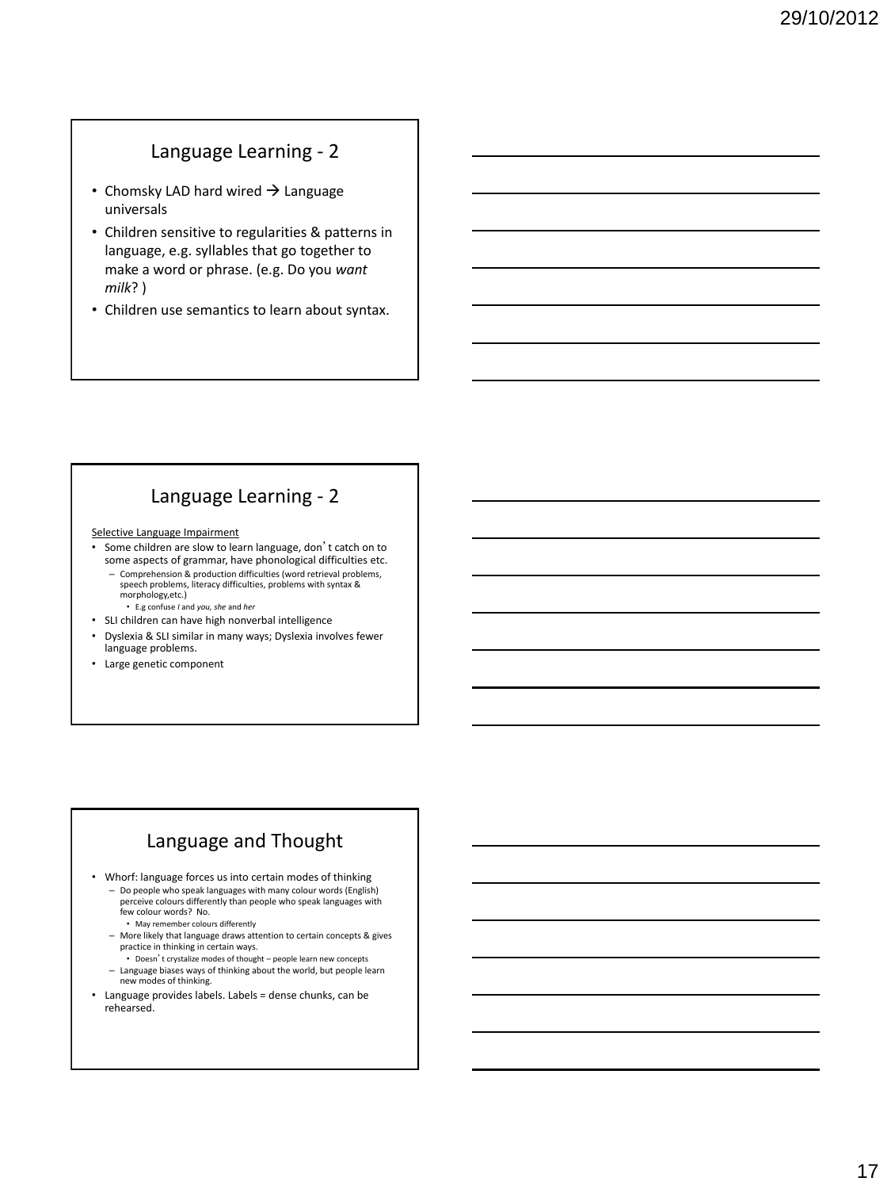## Language Learning - 2

- Chomsky LAD hard wired → Language universals
- Children sensitive to regularities & patterns in language, e.g. syllables that go together to make a word or phrase. (e.g. Do you *want milk*? )
- Children use semantics to learn about syntax.

## Language Learning - 2

Selective Language Impairment

- Some children are slow to learn language, don't catch on to some aspects of grammar, have phonological difficulties etc.
  - Comprehension & production difficulties (word retrieval problems, speech problems, literacy difficulties, problems with syntax & morphology,etc.)
    - E.g confuse *I* and *you, she* and *her*
- SLI children can have high nonverbal intelligence
- Dyslexia & SLI similar in many ways; Dyslexia involves fewer language problems.
- Large genetic component

## Language and Thought

- Whorf: language forces us into certain modes of thinking
  - Do people who speak languages with many colour words (English) perceive colours differently than people who speak languages with few colour words? No.
    - May remember colours differently
  - More likely that language draws attention to certain concepts & gives practice in thinking in certain ways.
    - Doesn't crystalize modes of thought – people learn new concepts
  - Language biases ways of thinking about the world, but people learn new modes of thinking.
- Language provides labels. Labels = dense chunks, can be rehearsed.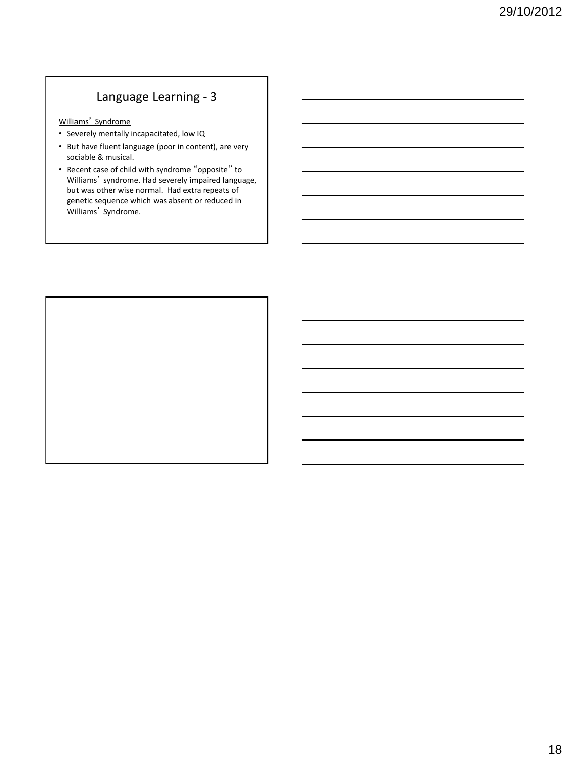## Language Learning - 3

Williams' Syndrome

- Severely mentally incapacitated, low IQ
- But have fluent language (poor in content), are very sociable & musical.
- Recent case of child with syndrome "opposite" to Williams' syndrome. Had severely impaired language, but was other wise normal. Had extra repeats of genetic sequence which was absent or reduced in Williams' Syndrome.